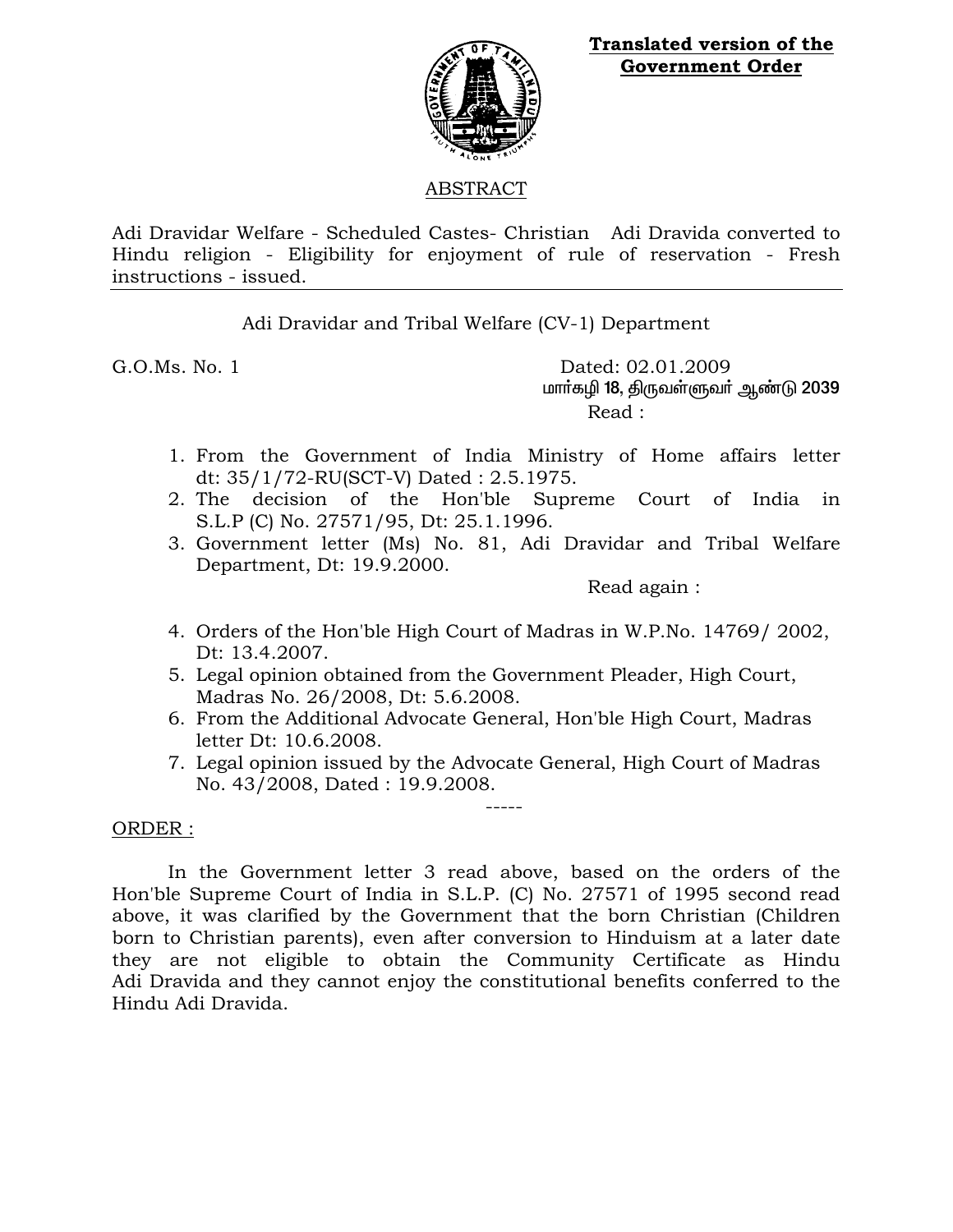**Translated version of the Government Order**

ABSTRACT

Adi Dravidar Welfare - Scheduled Castes- Christian Adi Dravida converted to Hindu religion - Eligibility for enjoyment of rule of reservation - Fresh instructions - issued.

---

Adi Dravidar and Tribal Welfare (CV-1) Department

G.O.Ms. No. 1 Dated: 02.01.2009

மார்கழி 18, திருவள்ளுவர் ஆண்டு 2039

Read :

1. From the Government of India Ministry of Home affairs letter dt: 35/1/72-RU(SCT-V) Dated : 2.5.1975.
2. The decision of the Hon'ble Supreme Court of India in S.L.P (C) No. 27571/95, Dt: 25.1.1996.
3. Government letter (Ms) No. 81, Adi Dravidar and Tribal Welfare Department, Dt: 19.9.2000.

Read again :

4. Orders of the Hon'ble High Court of Madras in W.P.No. 14769/ 2002, Dt: 13.4.2007.
5. Legal opinion obtained from the Government Pleader, High Court, Madras No. 26/2008, Dt: 5.6.2008.
6. From the Additional Advocate General, Hon'ble High Court, Madras letter Dt: 10.6.2008.
7. Legal opinion issued by the Advocate General, High Court of Madras No. 43/2008, Dated : 19.9.2008.

-----

ORDER :

In the Government letter 3 read above, based on the orders of the Hon'ble Supreme Court of India in S.L.P. (C) No. 27571 of 1995 second read above, it was clarified by the Government that the born Christian (Children born to Christian parents), even after conversion to Hinduism at a later date they are not eligible to obtain the Community Certificate as Hindu Adi Dravida and they cannot enjoy the constitutional benefits conferred to the Hindu Adi Dravida.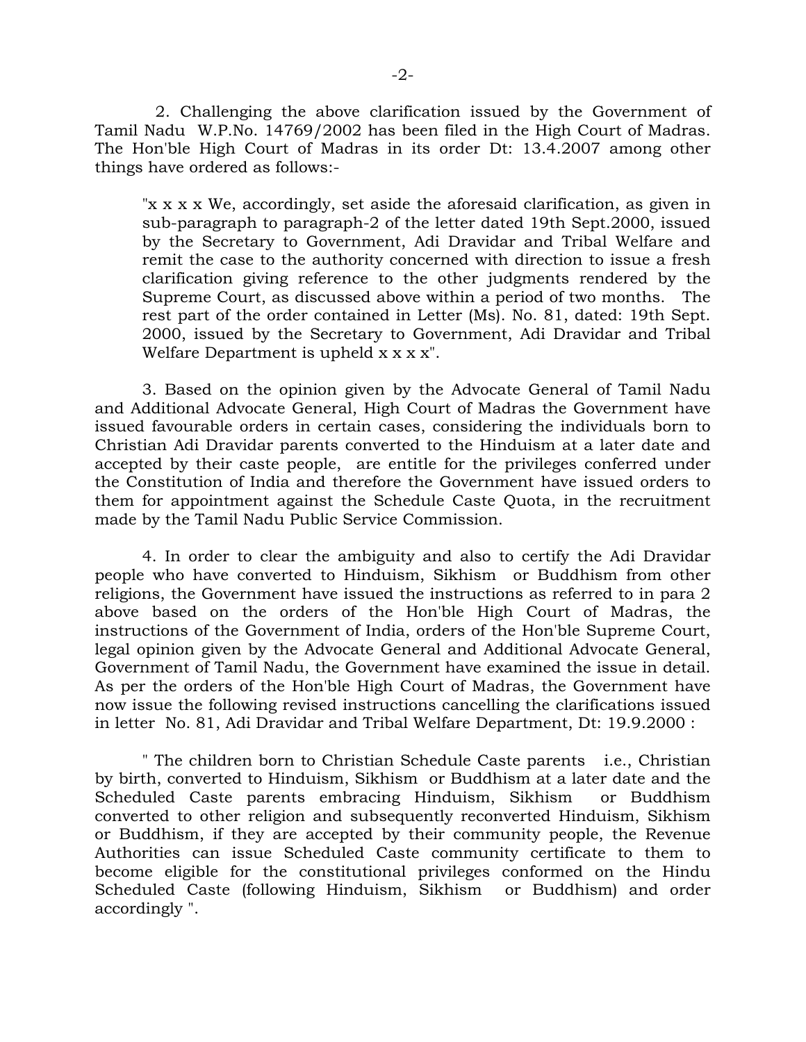2. Challenging the above clarification issued by the Government of Tamil Nadu W.P.No. 14769/2002 has been filed in the High Court of Madras. The Hon'ble High Court of Madras in its order Dt: 13.4.2007 among other things have ordered as follows:-

> "x x x x We, accordingly, set aside the aforesaid clarification, as given in sub-paragraph to paragraph-2 of the letter dated 19th Sept.2000, issued by the Secretary to Government, Adi Dravidar and Tribal Welfare and remit the case to the authority concerned with direction to issue a fresh clarification giving reference to the other judgments rendered by the Supreme Court, as discussed above within a period of two months. The rest part of the order contained in Letter (Ms). No. 81, dated: 19th Sept. 2000, issued by the Secretary to Government, Adi Dravidar and Tribal Welfare Department is upheld x x x x".

3. Based on the opinion given by the Advocate General of Tamil Nadu and Additional Advocate General, High Court of Madras the Government have issued favourable orders in certain cases, considering the individuals born to Christian Adi Dravidar parents converted to the Hinduism at a later date and accepted by their caste people, are entitle for the privileges conferred under the Constitution of India and therefore the Government have issued orders to them for appointment against the Schedule Caste Quota, in the recruitment made by the Tamil Nadu Public Service Commission.

4. In order to clear the ambiguity and also to certify the Adi Dravidar people who have converted to Hinduism, Sikhism or Buddhism from other religions, the Government have issued the instructions as referred to in para 2 above based on the orders of the Hon'ble High Court of Madras, the instructions of the Government of India, orders of the Hon'ble Supreme Court, legal opinion given by the Advocate General and Additional Advocate General, Government of Tamil Nadu, the Government have examined the issue in detail. As per the orders of the Hon'ble High Court of Madras, the Government have now issue the following revised instructions cancelling the clarifications issued in letter No. 81, Adi Dravidar and Tribal Welfare Department, Dt: 19.9.2000 :

" The children born to Christian Schedule Caste parents i.e., Christian by birth, converted to Hinduism, Sikhism or Buddhism at a later date and the Scheduled Caste parents embracing Hinduism, Sikhism or Buddhism converted to other religion and subsequently reconverted Hinduism, Sikhism or Buddhism, if they are accepted by their community people, the Revenue Authorities can issue Scheduled Caste community certificate to them to become eligible for the constitutional privileges conformed on the Hindu Scheduled Caste (following Hinduism, Sikhism or Buddhism) and order accordingly ".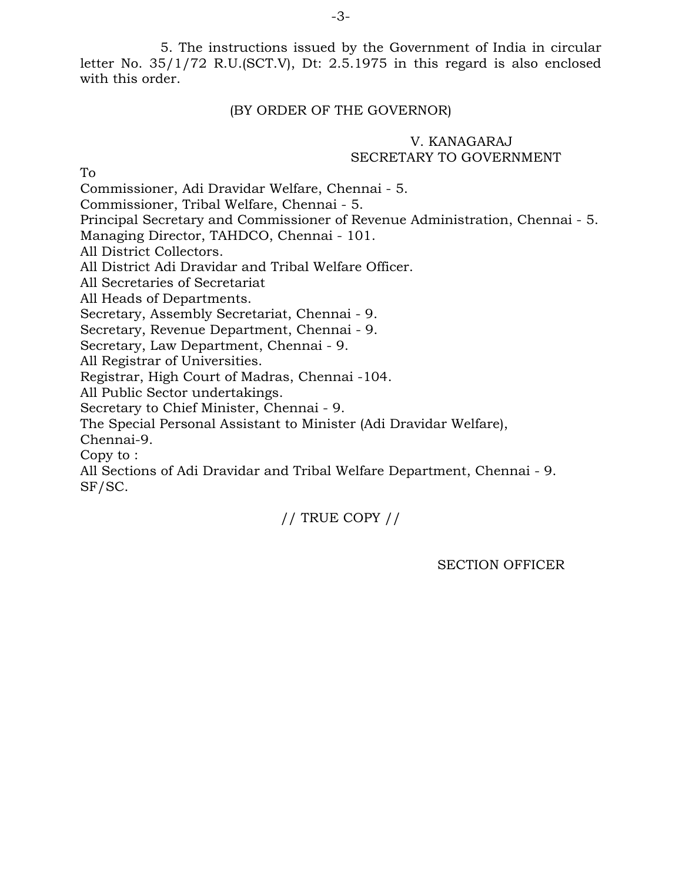5. The instructions issued by the Government of India in circular letter No. 35/1/72 R.U.(SCT.V), Dt: 2.5.1975 in this regard is also enclosed with this order.

(BY ORDER OF THE GOVERNOR)

V. KANAGARAJ
SECRETARY TO GOVERNMENT

To
Commissioner, Adi Dravidar Welfare, Chennai - 5.
Commissioner, Tribal Welfare, Chennai - 5.
Principal Secretary and Commissioner of Revenue Administration, Chennai - 5.
Managing Director, TAHDCO, Chennai - 101.
All District Collectors.
All District Adi Dravidar and Tribal Welfare Officer.
All Secretaries of Secretariat
All Heads of Departments.
Secretary, Assembly Secretariat, Chennai - 9.
Secretary, Revenue Department, Chennai - 9.
Secretary, Law Department, Chennai - 9.
All Registrar of Universities.
Registrar, High Court of Madras, Chennai -104.
All Public Sector undertakings.
Secretary to Chief Minister, Chennai - 9.
The Special Personal Assistant to Minister (Adi Dravidar Welfare), Chennai-9.
Copy to :
All Sections of Adi Dravidar and Tribal Welfare Department, Chennai - 9.
SF/SC.

// TRUE COPY //

SECTION OFFICER